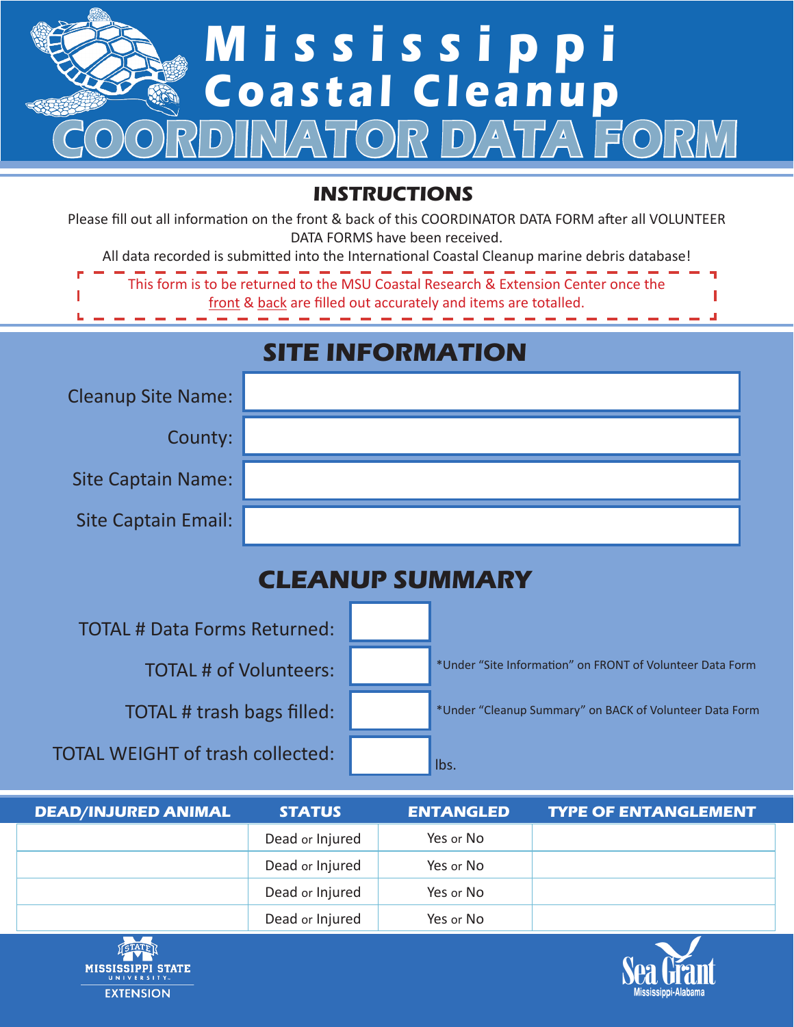# Mississippi Coastal Cleanup

# COORDINATOR DATA FORM

## INSTRUCTIONS

Please fill out all information on the front & back of this COORDINATOR DATA FORM after all VOLUNTEER DATA FORMS have been received.

All data recorded is submitted into the International Coastal Cleanup marine debris database!

This form is to be returned to the MSU Coastal Research & Extension Center once the front & back are filled out accurately and items are totalled.

## SITE INFORMATION

| | |
|---|---|
| Cleanup Site Name: | |
| County: | |
| Site Captain Name: | |
| Site Captain Email: | |

## CLEANUP SUMMARY

| | | |
|---|---|---|
| TOTAL # Data Forms Returned: | | |
| TOTAL # of Volunteers: | | *Under "Site Information" on FRONT of Volunteer Data Form |
| TOTAL # trash bags filled: | | *Under "Cleanup Summary" on BACK of Volunteer Data Form |
| TOTAL WEIGHT of trash collected: | | lbs. |

| DEAD/INJURED ANIMAL | STATUS | ENTANGLED | TYPE OF ENTANGLEMENT |
|---|---|---|---|
| | Dead or Injured | Yes or No | |
| | Dead or Injured | Yes or No | |
| | Dead or Injured | Yes or No | |
| | Dead or Injured | Yes or No | |

MISSISSIPPI STATE UNIVERSITY EXTENSION

Sea Grant Mississippi-Alabama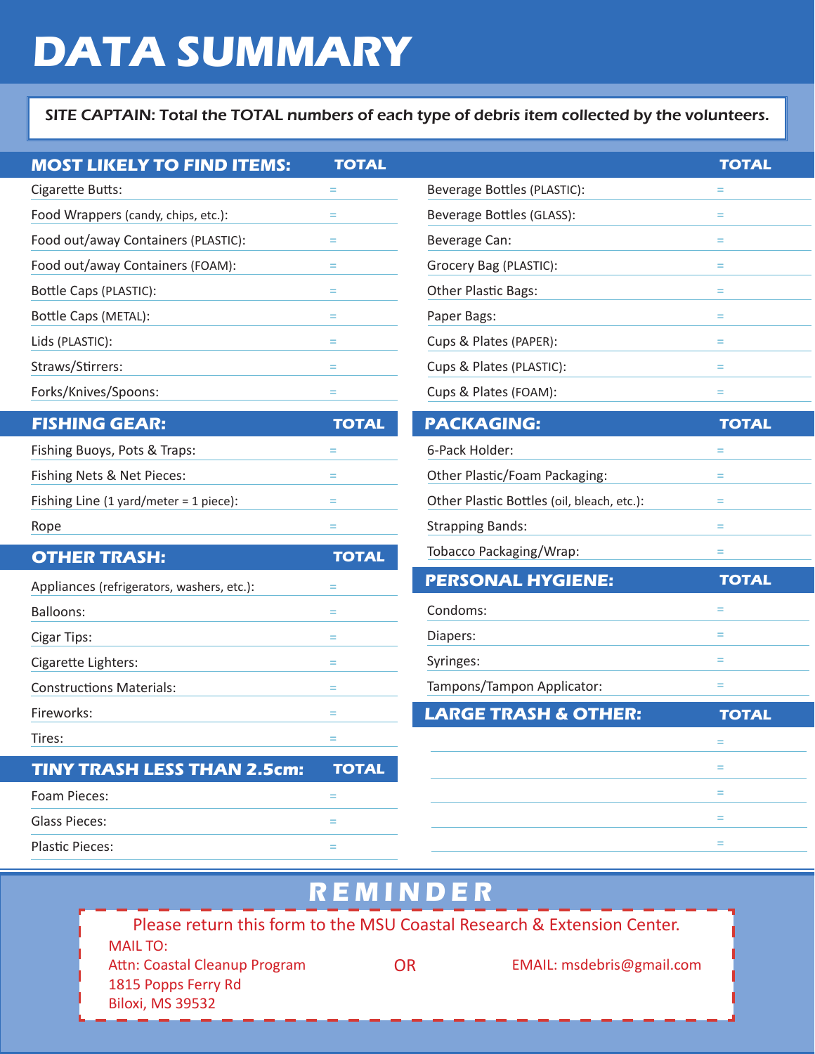# DATA SUMMARY

**SITE CAPTAIN: Total the TOTAL numbers of each type of debris item collected by the volunteers.**

| MOST LIKELY TO FIND ITEMS: | TOTAL |
|---|---|
| Cigarette Butts: | = |
| Food Wrappers (candy, chips, etc.): | = |
| Food out/away Containers (PLASTIC): | = |
| Food out/away Containers (FOAM): | = |
| Bottle Caps (PLASTIC): | = |
| Bottle Caps (METAL): | = |
| Lids (PLASTIC): | = |
| Straws/Stirrers: | = |
| Forks/Knives/Spoons: | = |
| Beverage Bottles (PLASTIC): | = |
| Beverage Bottles (GLASS): | = |
| Beverage Can: | = |
| Grocery Bag (PLASTIC): | = |
| Other Plastic Bags: | = |
| Paper Bags: | = |
| Cups & Plates (PAPER): | = |
| Cups & Plates (PLASTIC): | = |
| Cups & Plates (FOAM): | = |

| FISHING GEAR: | TOTAL |
|---|---|
| Fishing Buoys, Pots & Traps: | = |
| Fishing Nets & Net Pieces: | = |
| Fishing Line (1 yard/meter = 1 piece): | = |
| Rope | = |

| OTHER TRASH: | TOTAL |
|---|---|
| Appliances (refrigerators, washers, etc.): | = |
| Balloons: | = |
| Cigar Tips: | = |
| Cigarette Lighters: | = |
| Constructions Materials: | = |
| Fireworks: | = |
| Tires: | = |

| TINY TRASH LESS THAN 2.5cm: | TOTAL |
|---|---|
| Foam Pieces: | = |
| Glass Pieces: | = |
| Plastic Pieces: | = |

| PACKAGING: | TOTAL |
|---|---|
| 6-Pack Holder: | = |
| Other Plastic/Foam Packaging: | = |
| Other Plastic Bottles (oil, bleach, etc.): | = |
| Strapping Bands: | = |
| Tobacco Packaging/Wrap: | = |

| PERSONAL HYGIENE: | TOTAL |
|---|---|
| Condoms: | = |
| Diapers: | = |
| Syringes: | = |
| Tampons/Tampon Applicator: | = |

| LARGE TRASH & OTHER: | TOTAL |
|---|---|
| | = |
| | = |
| | = |
| | = |
| | = |

## REMINDER

Please return this form to the MSU Coastal Research & Extension Center.

MAIL TO:
Attn: Coastal Cleanup Program
1815 Popps Ferry Rd
Biloxi, MS 39532

OR

EMAIL: msdebris@gmail.com